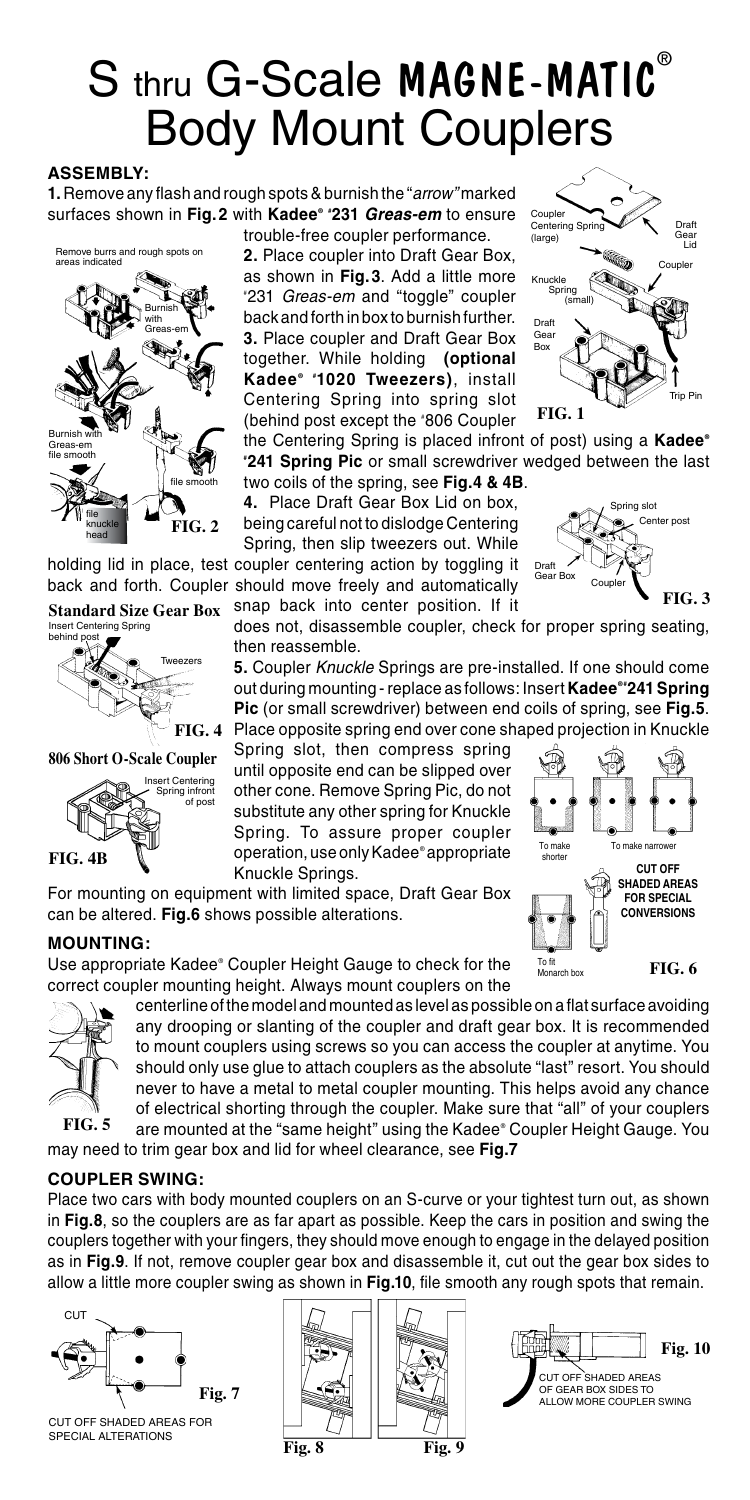# S thru G-Scale MAGNE-MATIC® Body Mount Couplers

## ASSEMBLY:

**1.** Remove any flash and rough spots & burnish the *"arrow"* marked surfaces shown in **Fig. 2** with **Kadee® #231** ***Greas-em*** to ensure trouble-free coupler performance.

**2.** Place coupler into Draft Gear Box, as shown in **Fig. 3**. Add a little more #231 *Greas-em* and "toggle" coupler back and forth in box to burnish further.

**3.** Place coupler and Draft Gear Box together. While holding **(optional Kadee® #1020 Tweezers)**, install Centering Spring into spring slot (behind post except the #806 Coupler the Centering Spring is placed infront of post) using a **Kadee® #241 Spring Pic** or small screwdriver wedged between the last two coils of the spring, see **Fig. 4 & 4B**.

**4.** Place Draft Gear Box Lid on box, being careful not to dislodge Centering Spring, then slip tweezers out. While holding lid in place, test coupler centering action by toggling it back and forth. Coupler should move freely and automatically snap back into center position. If it does not, disassemble coupler, check for proper spring seating, then reassemble.

**5.** Coupler *Knuckle* Springs are pre-installed. If one should come out during mounting - replace as follows: Insert **Kadee® #241 Spring Pic** (or small screwdriver) between end coils of spring, see **Fig. 5**. Place opposite spring end over cone shaped projection in Knuckle Spring slot, then compress spring until opposite end can be slipped over other cone. Remove Spring Pic, do not substitute any other spring for Knuckle Spring. To assure proper coupler operation, use only Kadee® appropriate Knuckle Springs.

For mounting on equipment with limited space, Draft Gear Box can be altered. **Fig. 6** shows possible alterations.

Remove burrs and rough spots on areas indicated — Burnish with Greas-em — file smooth — file knuckle head

**FIG. 2**

Coupler Centering Spring (large) — Draft Gear Lid — Coupler — Knuckle Spring (small) — Draft Gear Box — Trip Pin

**FIG. 1**

Spring slot — Center post — Draft Gear Box — Coupler

**FIG. 3**

**Standard Size Gear Box** — Insert Centering Spring behind post — Tweezers

**FIG. 4**

**806 Short O-Scale Coupler** — Insert Centering Spring infront of post

**FIG. 4B**

To make shorter — To make narrower — To fit Monarch box — CUT OFF SHADED AREAS FOR SPECIAL CONVERSIONS

**FIG. 6**

## MOUNTING:

Use appropriate Kadee® Coupler Height Gauge to check for the correct coupler mounting height. Always mount couplers on the centerline of the model and mounted as level as possible on a flat surface avoiding any drooping or slanting of the coupler and draft gear box. It is recommended to mount couplers using screws so you can access the coupler at anytime. You should only use glue to attach couplers as the absolute "last" resort. You should never to have a metal to metal coupler mounting. This helps avoid any chance of electrical shorting through the coupler. Make sure that "all" of your couplers are mounted at the "same height" using the Kadee® Coupler Height Gauge. You may need to trim gear box and lid for wheel clearance, see **Fig. 7**

**FIG. 5**

## COUPLER SWING:

Place two cars with body mounted couplers on an S-curve or your tightest turn out, as shown in **Fig. 8**, so the couplers are as far apart as possible. Keep the cars in position and swing the couplers together with your fingers, they should move enough to engage in the delayed position as in **Fig. 9**. If not, remove coupler gear box and disassemble it, cut out the gear box sides to allow a little more coupler swing as shown in **Fig. 10**, file smooth any rough spots that remain.

CUT

**Fig. 7**

CUT OFF SHADED AREAS FOR SPECIAL ALTERATIONS

**Fig. 8**

**Fig. 9**

**Fig. 10**

CUT OFF SHADED AREAS OF GEAR BOX SIDES TO ALLOW MORE COUPLER SWING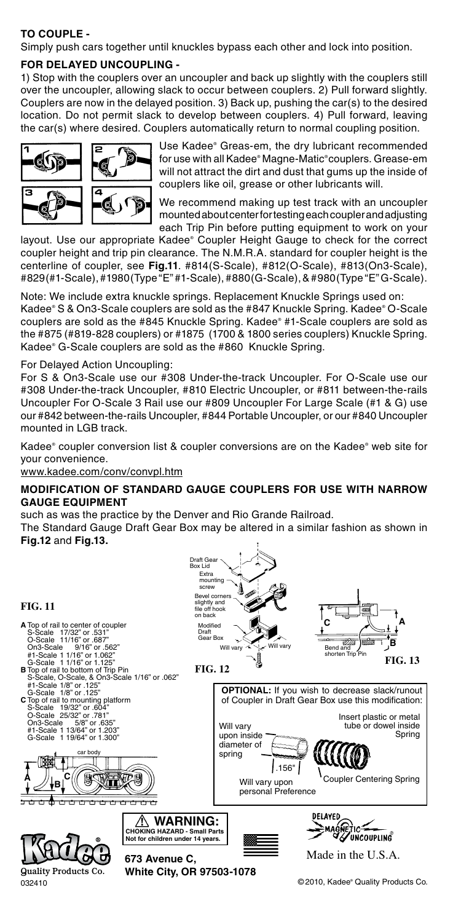**TO COUPLE -**

Simply push cars together until knuckles bypass each other and lock into position.

**FOR DELAYED UNCOUPLING -**

1) Stop with the couplers over an uncoupler and back up slightly with the couplers still over the uncoupler, allowing slack to occur between couplers. 2) Pull forward slightly. Couplers are now in the delayed position. 3) Back up, pushing the car(s) to the desired location. Do not permit slack to develop between couplers. 4) Pull forward, leaving the car(s) where desired. Couplers automatically return to normal coupling position.

1 2 3 4

Use Kadee® Greas-em, the dry lubricant recommended for use with all Kadee® Magne-Matic® couplers. Grease-em will not attract the dirt and dust that gums up the inside of couplers like oil, grease or other lubricants will.

We recommend making up test track with an uncoupler mounted about center for testing each coupler and adjusting each Trip Pin before putting equipment to work on your layout. Use our appropriate Kadee® Coupler Height Gauge to check for the correct coupler height and trip pin clearance. The N.M.R.A. standard for coupler height is the centerline of coupler, see **Fig.11**. #814(S-Scale), #812(O-Scale), #813(On3-Scale), #829(#1-Scale), #1980(Type "E" #1-Scale), #880(G-Scale), & #980(Type "E" G-Scale).

Note: We include extra knuckle springs. Replacement Knuckle Springs used on: Kadee® S & On3-Scale couplers are sold as the #847 Knuckle Spring. Kadee® O-Scale couplers are sold as the #845 Knuckle Spring. Kadee® #1-Scale couplers are sold as the #875 (#819-828 couplers) or #1875 (1700 & 1800 series couplers) Knuckle Spring. Kadee® G-Scale couplers are sold as the #860 Knuckle Spring.

For Delayed Action Uncoupling:

For S & On3-Scale use our #308 Under-the-track Uncoupler. For O-Scale use our #308 Under-the-track Uncoupler, #810 Electric Uncoupler, or #811 between-the-rails Uncoupler For O-Scale 3 Rail use our #809 Uncoupler For Large Scale (#1 & G) use our #842 between-the-rails Uncoupler, #844 Portable Uncoupler, or our #840 Uncoupler mounted in LGB track.

Kadee® coupler conversion list & coupler conversions are on the Kadee® web site for your convenience.

www.kadee.com/conv/convpl.htm

**MODIFICATION OF STANDARD GAUGE COUPLERS FOR USE WITH NARROW GAUGE EQUIPMENT**

such as was the practice by the Denver and Rio Grande Railroad.

The Standard Gauge Draft Gear Box may be altered in a similar fashion as shown in **Fig.12** and **Fig.13.**

**FIG. 11**

**A** Top of rail to center of coupler
- S-Scale 17/32" or .531"
- O-Scale 11/16" or .687"
- On3-Scale 9/16" or .562"
- #1-Scale 1 1/16" or 1.062"
- G-Scale 1 1/16" or 1.125"

**B** Top of rail to bottom of Trip Pin
- S-Scale, O-Scale, & On3-Scale 1/16" or .062"
- #1-Scale 1/8" or .125"
- G-Scale 1/8" or .125"

**C** Top of rail to mounting platform
- S-Scale 19/32" or .604"
- O-Scale 25/32" or .781"
- On3-Scale 5/8" or .635"
- #1-Scale 1 13/64" or 1.203"
- G-Scale 1 19/64" or 1.300"

car body

A B C

**FIG. 12**

Draft Gear Box Lid
Extra mounting screw
Bevel corners slightly and file off hook on back
Modified Draft Gear Box
Will vary
Will vary

**FIG. 13**

C A B
Bend and shorten Trip Pin

**OPTIONAL:** If you wish to decrease slack/runout of Coupler in Draft Gear Box use this modification:

Will vary upon inside diameter of spring

.156"

Will vary upon personal Preference

Insert plastic or metal tube or dowel inside Spring

Coupler Centering Spring

⚠ **WARNING:**
**CHOKING HAZARD - Small Parts**
**Not for children under 14 years.**

Kadee® Quality Products Co.

**673 Avenue C,**
**White City, OR 97503-1078**

DELAYED MAGNETIC® UNCOUPLING

Made in the U.S.A.

032410

© 2010, Kadee® Quality Products Co.